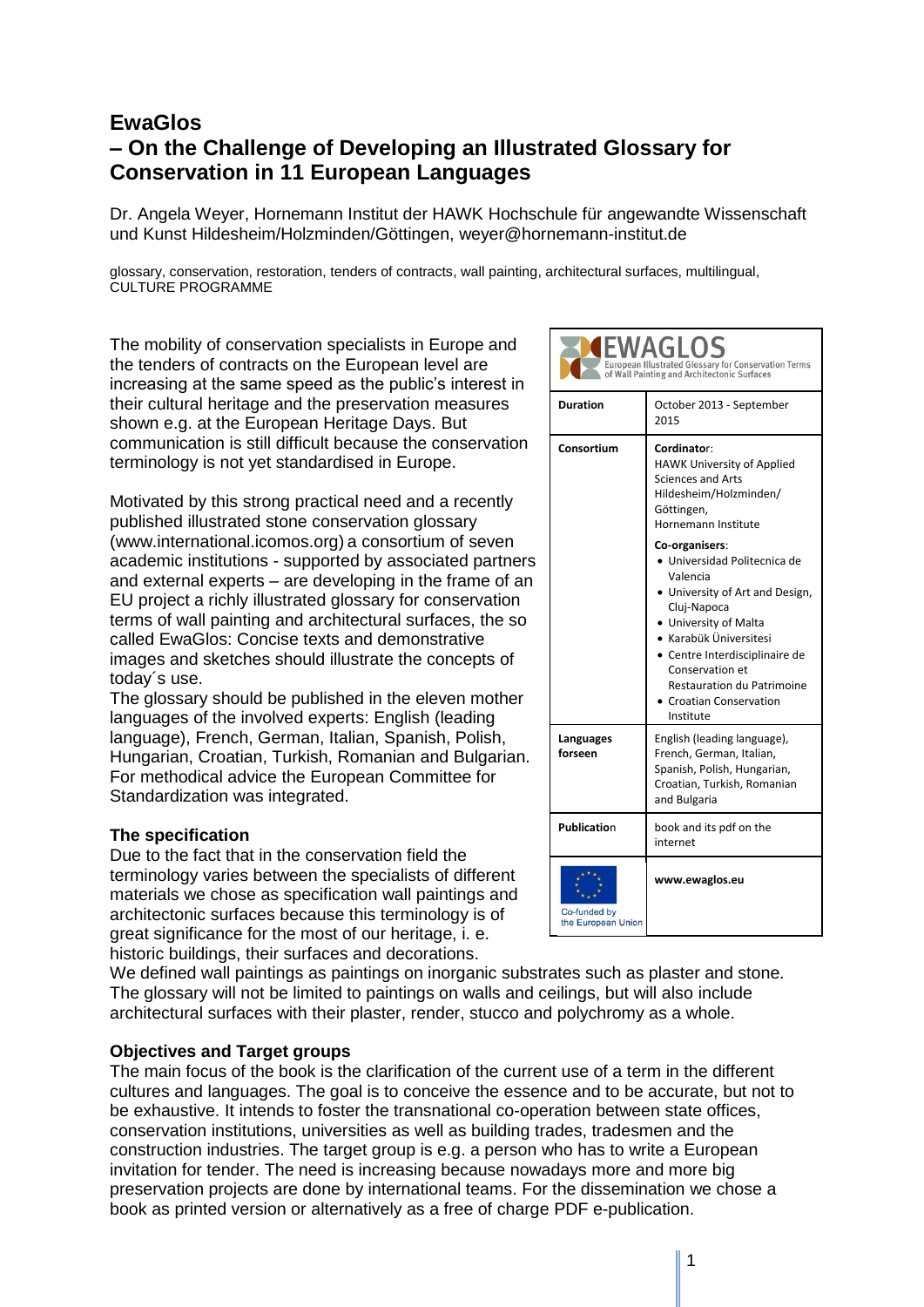# EwaGlos
## – On the Challenge of Developing an Illustrated Glossary for Conservation in 11 European Languages

Dr. Angela Weyer, Hornemann Institut der HAWK Hochschule für angewandte Wissenschaft und Kunst Hildesheim/Holzminden/Göttingen, weyer@hornemann-institut.de

glossary, conservation, restoration, tenders of contracts, wall painting, architectural surfaces, multilingual, CULTURE PROGRAMME

The mobility of conservation specialists in Europe and the tenders of contracts on the European level are increasing at the same speed as the public's interest in their cultural heritage and the preservation measures shown e.g. at the European Heritage Days. But communication is still difficult because the conservation terminology is not yet standardised in Europe.

Motivated by this strong practical need and a recently published illustrated stone conservation glossary (www.international.icomos.org) a consortium of seven academic institutions - supported by associated partners and external experts – are developing in the frame of an EU project a richly illustrated glossary for conservation terms of wall painting and architectural surfaces, the so called EwaGlos: Concise texts and demonstrative images and sketches should illustrate the concepts of today´s use.

The glossary should be published in the eleven mother languages of the involved experts: English (leading language), French, German, Italian, Spanish, Polish, Hungarian, Croatian, Turkish, Romanian and Bulgarian. For methodical advice the European Committee for Standardization was integrated.

| EWAGLOS – European Illustrated Glossary for Conservation Terms of Wall Painting and Architectonic Surfaces | |
|---|---|
| **Duration** | October 2013 - September 2015 |
| **Consortium** | **Cordinator**: HAWK University of Applied Sciences and Arts Hildesheim/Holzminden/ Göttingen, Hornemann Institute<br>**Co-organisers**:<br>• Universidad Politecnica de Valencia<br>• University of Art and Design, Cluj-Napoca<br>• University of Malta<br>• Karabük Üniversitesi<br>• Centre Interdisciplinaire de Conservation et Restauration du Patrimoine<br>• Croatian Conservation Institute |
| **Languages forseen** | English (leading language), French, German, Italian, Spanish, Polish, Hungarian, Croatian, Turkish, Romanian and Bulgaria |
| **Publication** | book and its pdf on the internet |
| Co-funded by the European Union | **www.ewaglos.eu** |

### The specification

Due to the fact that in the conservation field the terminology varies between the specialists of different materials we chose as specification wall paintings and architectonic surfaces because this terminology is of great significance for the most of our heritage, i. e. historic buildings, their surfaces and decorations.

We defined wall paintings as paintings on inorganic substrates such as plaster and stone. The glossary will not be limited to paintings on walls and ceilings, but will also include architectural surfaces with their plaster, render, stucco and polychromy as a whole.

### Objectives and Target groups

The main focus of the book is the clarification of the current use of a term in the different cultures and languages. The goal is to conceive the essence and to be accurate, but not to be exhaustive. It intends to foster the transnational co-operation between state offices, conservation institutions, universities as well as building trades, tradesmen and the construction industries. The target group is e.g. a person who has to write a European invitation for tender. The need is increasing because nowadays more and more big preservation projects are done by international teams. For the dissemination we chose a book as printed version or alternatively as a free of charge PDF e-publication.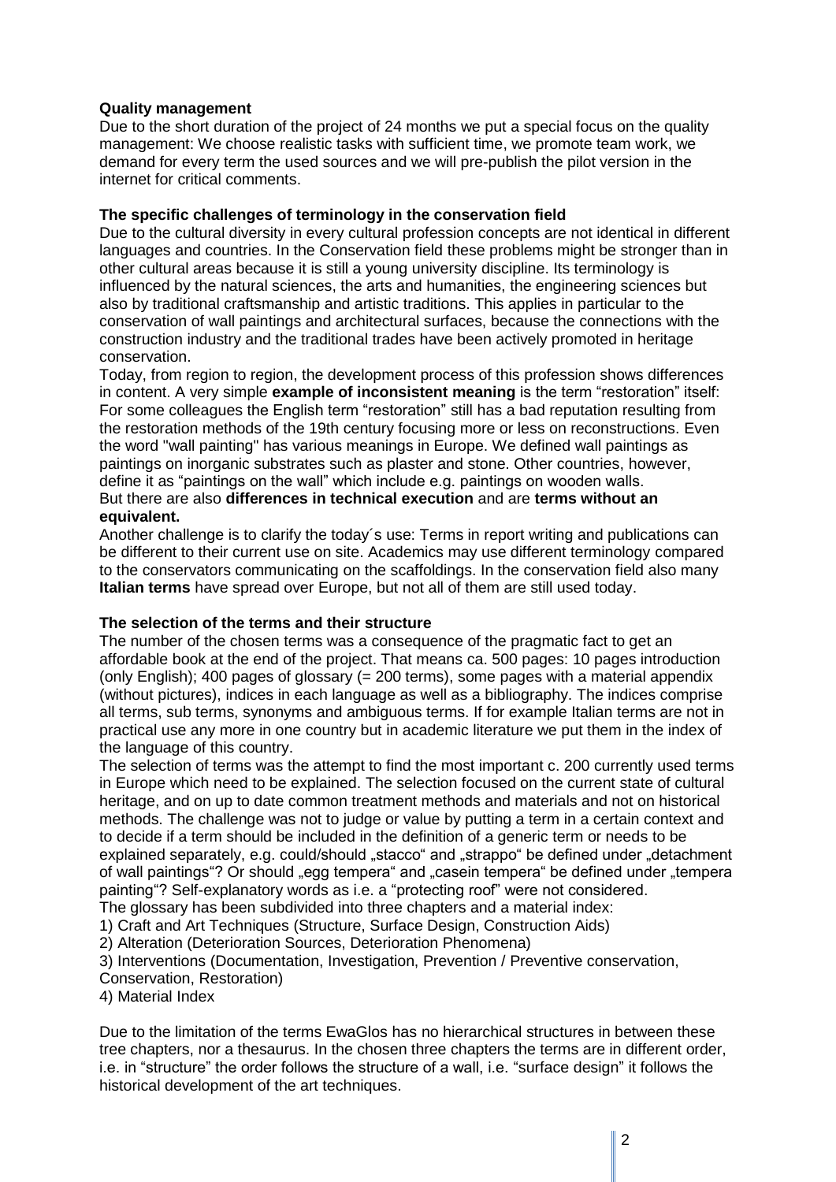**Quality management**

Due to the short duration of the project of 24 months we put a special focus on the quality management: We choose realistic tasks with sufficient time, we promote team work, we demand for every term the used sources and we will pre-publish the pilot version in the internet for critical comments.

**The specific challenges of terminology in the conservation field**

Due to the cultural diversity in every cultural profession concepts are not identical in different languages and countries. In the Conservation field these problems might be stronger than in other cultural areas because it is still a young university discipline. Its terminology is influenced by the natural sciences, the arts and humanities, the engineering sciences but also by traditional craftsmanship and artistic traditions. This applies in particular to the conservation of wall paintings and architectural surfaces, because the connections with the construction industry and the traditional trades have been actively promoted in heritage conservation.

Today, from region to region, the development process of this profession shows differences in content. A very simple **example of inconsistent meaning** is the term "restoration" itself: For some colleagues the English term "restoration" still has a bad reputation resulting from the restoration methods of the 19th century focusing more or less on reconstructions. Even the word "wall painting" has various meanings in Europe. We defined wall paintings as paintings on inorganic substrates such as plaster and stone. Other countries, however, define it as "paintings on the wall" which include e.g. paintings on wooden walls.

But there are also **differences in technical execution** and are **terms without an equivalent.**

Another challenge is to clarify the today´s use: Terms in report writing and publications can be different to their current use on site. Academics may use different terminology compared to the conservators communicating on the scaffoldings. In the conservation field also many **Italian terms** have spread over Europe, but not all of them are still used today.

**The selection of the terms and their structure**

The number of the chosen terms was a consequence of the pragmatic fact to get an affordable book at the end of the project. That means ca. 500 pages: 10 pages introduction (only English); 400 pages of glossary (= 200 terms), some pages with a material appendix (without pictures), indices in each language as well as a bibliography. The indices comprise all terms, sub terms, synonyms and ambiguous terms. If for example Italian terms are not in practical use any more in one country but in academic literature we put them in the index of the language of this country.

The selection of terms was the attempt to find the most important c. 200 currently used terms in Europe which need to be explained. The selection focused on the current state of cultural heritage, and on up to date common treatment methods and materials and not on historical methods. The challenge was not to judge or value by putting a term in a certain context and to decide if a term should be included in the definition of a generic term or needs to be explained separately, e.g. could/should „stacco" and „strappo" be defined under „detachment of wall paintings"? Or should „egg tempera" and „casein tempera" be defined under „tempera painting"? Self-explanatory words as i.e. a "protecting roof" were not considered.

The glossary has been subdivided into three chapters and a material index:

1) Craft and Art Techniques (Structure, Surface Design, Construction Aids)
2) Alteration (Deterioration Sources, Deterioration Phenomena)
3) Interventions (Documentation, Investigation, Prevention / Preventive conservation, Conservation, Restoration)
4) Material Index

Due to the limitation of the terms EwaGlos has no hierarchical structures in between these tree chapters, nor a thesaurus. In the chosen three chapters the terms are in different order, i.e. in "structure" the order follows the structure of a wall, i.e. "surface design" it follows the historical development of the art techniques.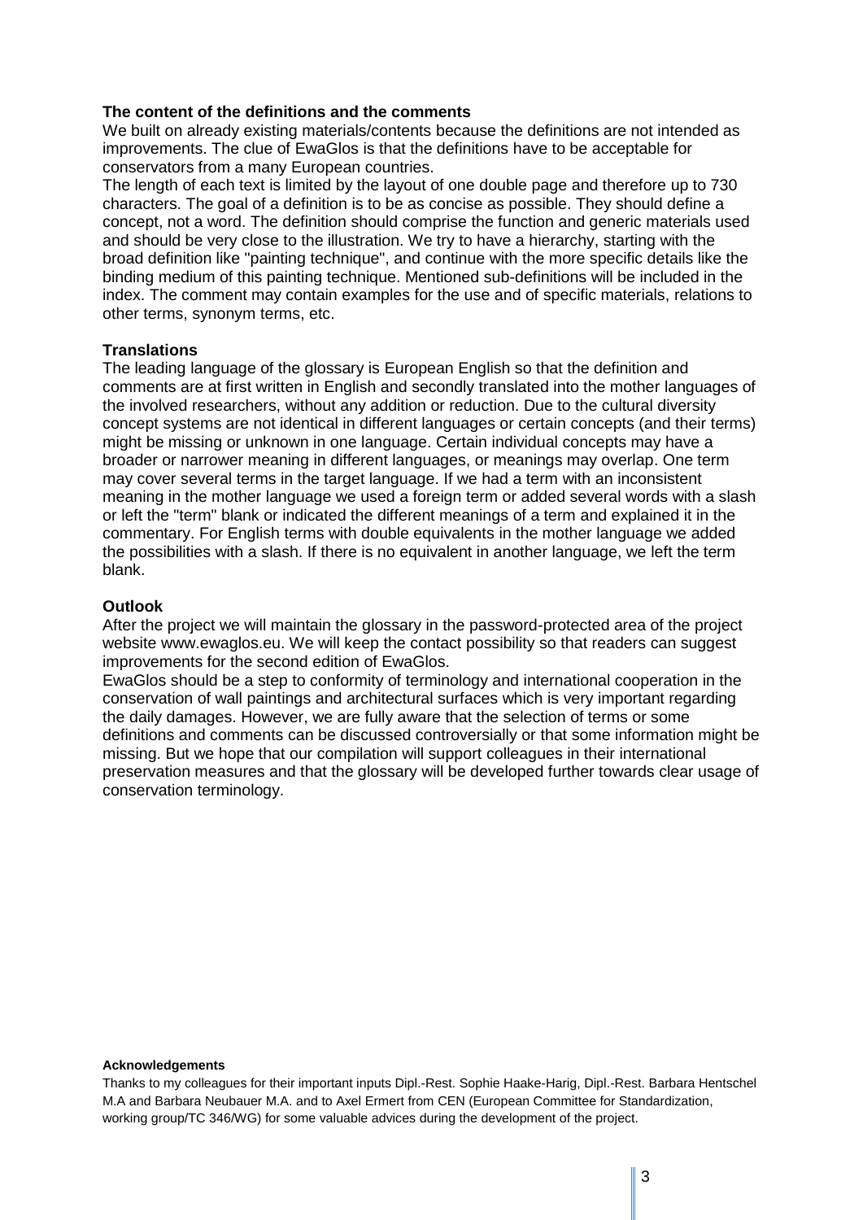**The content of the definitions and the comments**

We built on already existing materials/contents because the definitions are not intended as improvements. The clue of EwaGlos is that the definitions have to be acceptable for conservators from a many European countries.

The length of each text is limited by the layout of one double page and therefore up to 730 characters. The goal of a definition is to be as concise as possible. They should define a concept, not a word. The definition should comprise the function and generic materials used and should be very close to the illustration. We try to have a hierarchy, starting with the broad definition like "painting technique", and continue with the more specific details like the binding medium of this painting technique. Mentioned sub-definitions will be included in the index. The comment may contain examples for the use and of specific materials, relations to other terms, synonym terms, etc.

**Translations**

The leading language of the glossary is European English so that the definition and comments are at first written in English and secondly translated into the mother languages of the involved researchers, without any addition or reduction. Due to the cultural diversity concept systems are not identical in different languages or certain concepts (and their terms) might be missing or unknown in one language. Certain individual concepts may have a broader or narrower meaning in different languages, or meanings may overlap. One term may cover several terms in the target language. If we had a term with an inconsistent meaning in the mother language we used a foreign term or added several words with a slash or left the "term" blank or indicated the different meanings of a term and explained it in the commentary. For English terms with double equivalents in the mother language we added the possibilities with a slash. If there is no equivalent in another language, we left the term blank.

**Outlook**

After the project we will maintain the glossary in the password-protected area of the project website www.ewaglos.eu. We will keep the contact possibility so that readers can suggest improvements for the second edition of EwaGlos.

EwaGlos should be a step to conformity of terminology and international cooperation in the conservation of wall paintings and architectural surfaces which is very important regarding the daily damages. However, we are fully aware that the selection of terms or some definitions and comments can be discussed controversially or that some information might be missing. But we hope that our compilation will support colleagues in their international preservation measures and that the glossary will be developed further towards clear usage of conservation terminology.

**Acknowledgements**

Thanks to my colleagues for their important inputs Dipl.-Rest. Sophie Haake-Harig, Dipl.-Rest. Barbara Hentschel M.A and Barbara Neubauer M.A. and to Axel Ermert from CEN (European Committee for Standardization, working group/TC 346/WG) for some valuable advices during the development of the project.